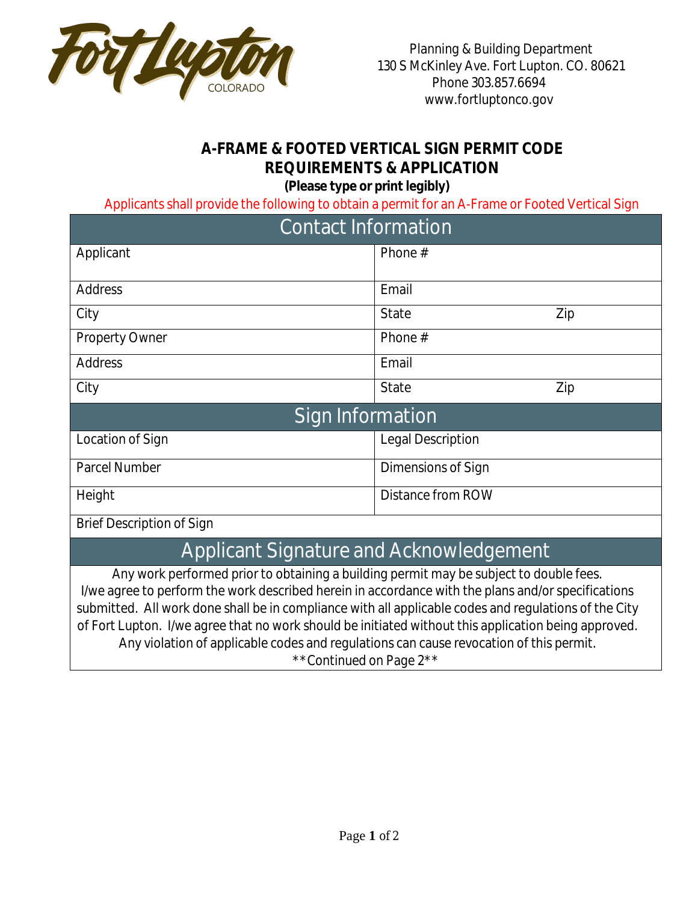Planning & Building Department
130 S McKinley Ave. Fort Lupton. CO. 80621
Phone 303.857.6694
www.fortluptonco.gov

# A-FRAME & FOOTED VERTICAL SIGN PERMIT CODE REQUIREMENTS & APPLICATION

**(Please type or print legibly)**

Applicants shall provide the following to obtain a permit for an A-Frame or Footed Vertical Sign

## Contact Information

| | | |
|---|---|---|
| Applicant | Phone # | |
| Address | Email | |
| City | State | Zip |
| Property Owner | Phone # | |
| Address | Email | |
| City | State | Zip |

## Sign Information

| | |
|---|---|
| Location of Sign | Legal Description |
| Parcel Number | Dimensions of Sign |
| Height | Distance from ROW |
| Brief Description of Sign | |

## Applicant Signature and Acknowledgement

Any work performed prior to obtaining a building permit may be subject to double fees. I/we agree to perform the work described herein in accordance with the plans and/or specifications submitted. All work done shall be in compliance with all applicable codes and regulations of the City of Fort Lupton. I/we agree that no work should be initiated without this application being approved. Any violation of applicable codes and regulations can cause revocation of this permit.

**Continued on Page 2**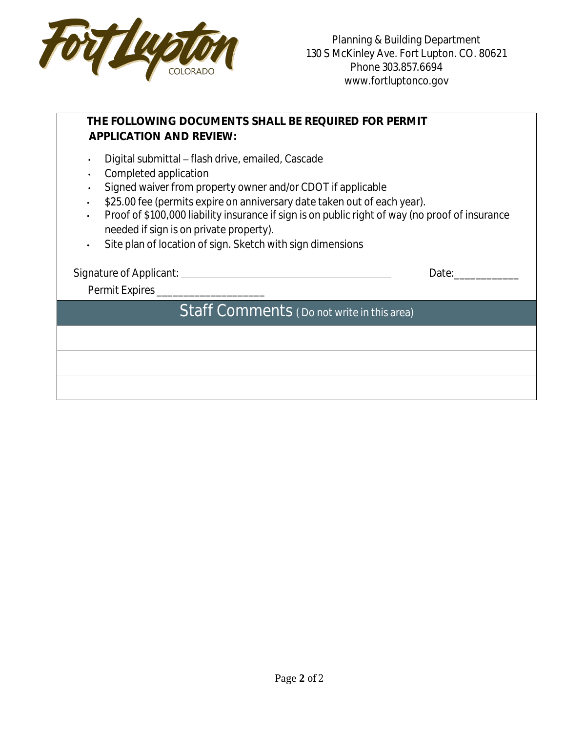Fort Lupton COLORADO

Planning & Building Department
130 S McKinley Ave. Fort Lupton. CO. 80621
Phone 303.857.6694
www.fortluptonco.gov

**THE FOLLOWING DOCUMENTS SHALL BE REQUIRED FOR PERMIT APPLICATION AND REVIEW:**

- Digital submittal – flash drive, emailed, Cascade
- Completed application
- Signed waiver from property owner and/or CDOT if applicable
- $25.00 fee (permits expire on anniversary date taken out of each year).
- Proof of $100,000 liability insurance if sign is on public right of way (no proof of insurance needed if sign is on private property).
- Site plan of location of sign. Sketch with sign dimensions

Signature of Applicant: ______________________________ Date:____________

Permit Expires ___________________

| Staff Comments ( Do not write in this area) |
|---|
| |
| |
| |